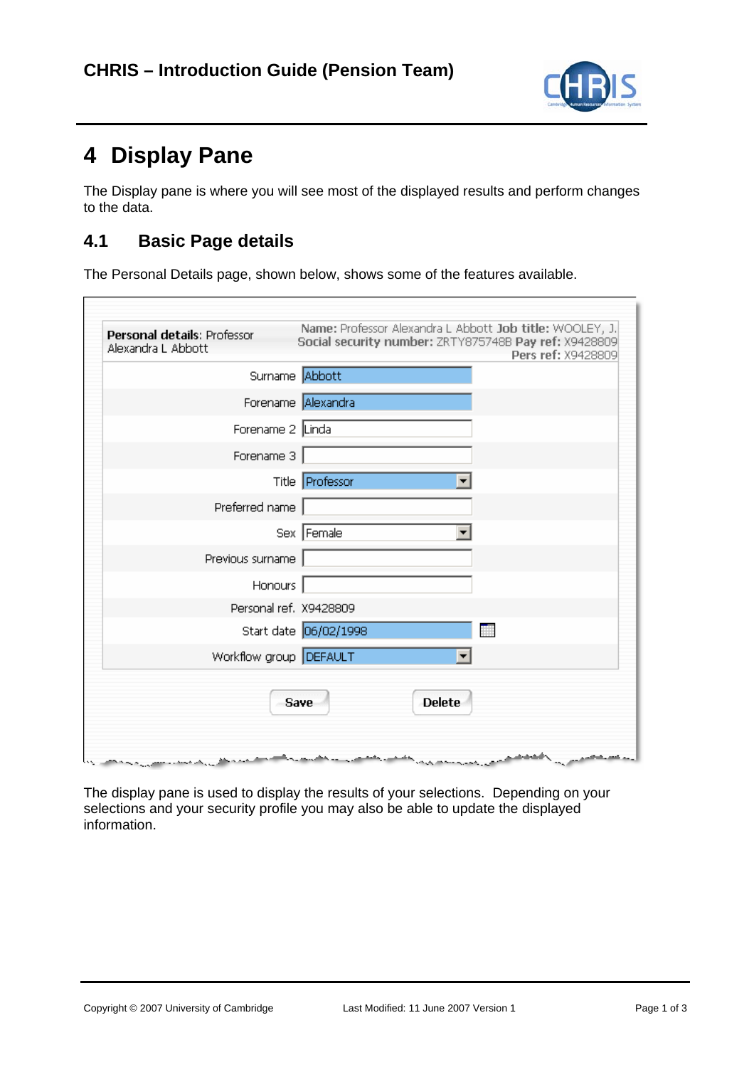# 4 Display Pane

The Display pane is where you will see most of the displayed results and perform changes to the data.

## 4.1 Basic Page details

The Personal Details page, shown below, shows some of the features available.

**Personal details**: Professor Alexandra L Abbott

**Name:** Professor Alexandra L Abbott **Job title:** WOOLEY, J. **Social security number:** ZRTY875748B **Pay ref:** X9428809 **Pers ref:** X9428809

| Field | Value |
| --- | --- |
| Surname | Abbott |
| Forename | Alexandra |
| Forename 2 | Linda |
| Forename 3 | |
| Title | Professor |
| Preferred name | |
| Sex | Female |
| Previous surname | |
| Honours | |
| Personal ref. | X9428809 |
| Start date | 06/02/1998 |
| Workflow group | DEFAULT |

**Save** **Delete**

The display pane is used to display the results of your selections. Depending on your selections and your security profile you may also be able to update the displayed information.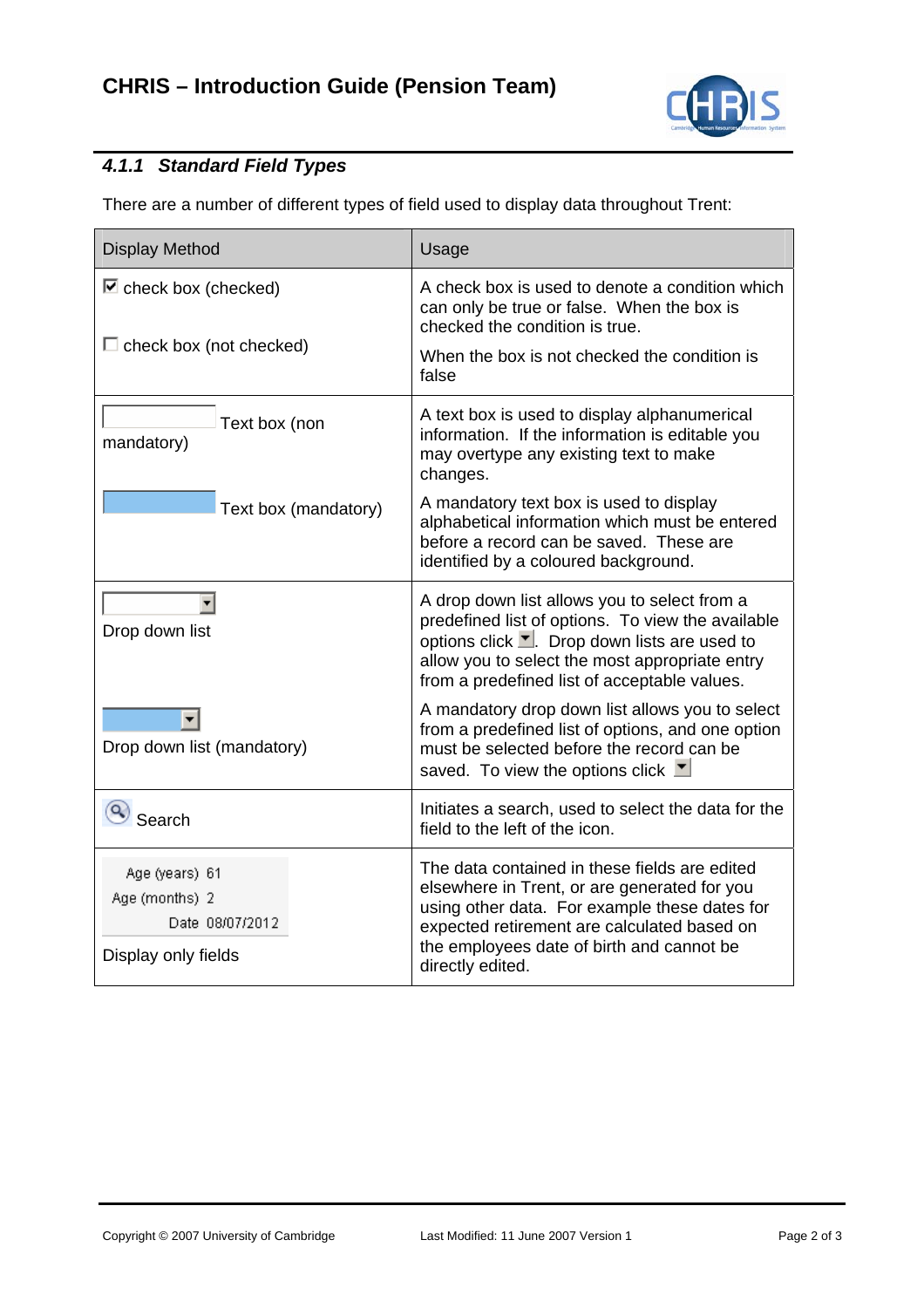#### 4.1.1 Standard Field Types

There are a number of different types of field used to display data throughout Trent:

| Display Method | Usage |
|---|---|
| ☑ check box (checked)<br><br>☐ check box (not checked) | A check box is used to denote a condition which can only be true or false. When the box is checked the condition is true.<br><br>When the box is not checked the condition is false |
| Text box (non mandatory)<br><br>Text box (mandatory) | A text box is used to display alphanumerical information. If the information is editable you may overtype any existing text to make changes.<br><br>A mandatory text box is used to display alphabetical information which must be entered before a record can be saved. These are identified by a coloured background. |
| Drop down list<br><br>Drop down list (mandatory) | A drop down list allows you to select from a predefined list of options. To view the available options click ▼. Drop down lists are used to allow you to select the most appropriate entry from a predefined list of acceptable values.<br><br>A mandatory drop down list allows you to select from a predefined list of options, and one option must be selected before the record can be saved. To view the options click ▼ |
| Search | Initiates a search, used to select the data for the field to the left of the icon. |
| Age (years) 61<br>Age (months) 2<br>Date 08/07/2012<br><br>Display only fields | The data contained in these fields are edited elsewhere in Trent, or are generated for you using other data. For example these dates for expected retirement are calculated based on the employees date of birth and cannot be directly edited. |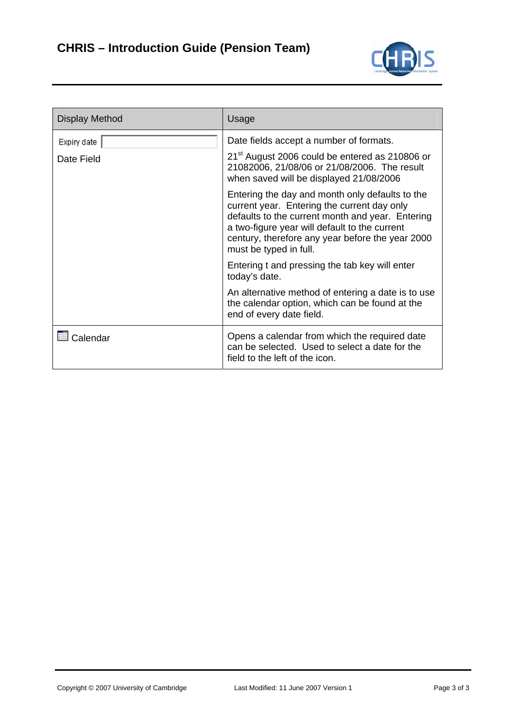| Display Method | Usage |
| --- | --- |
| Expiry date<br><br>Date Field | Date fields accept a number of formats.<br><br>21st August 2006 could be entered as 210806 or 21082006, 21/08/06 or 21/08/2006. The result when saved will be displayed 21/08/2006<br><br>Entering the day and month only defaults to the current year. Entering the current day only defaults to the current month and year. Entering a two-figure year will default to the current century, therefore any year before the year 2000 must be typed in full.<br><br>Entering t and pressing the tab key will enter today's date.<br><br>An alternative method of entering a date is to use the calendar option, which can be found at the end of every date field. |
| Calendar | Opens a calendar from which the required date can be selected. Used to select a date for the field to the left of the icon. |